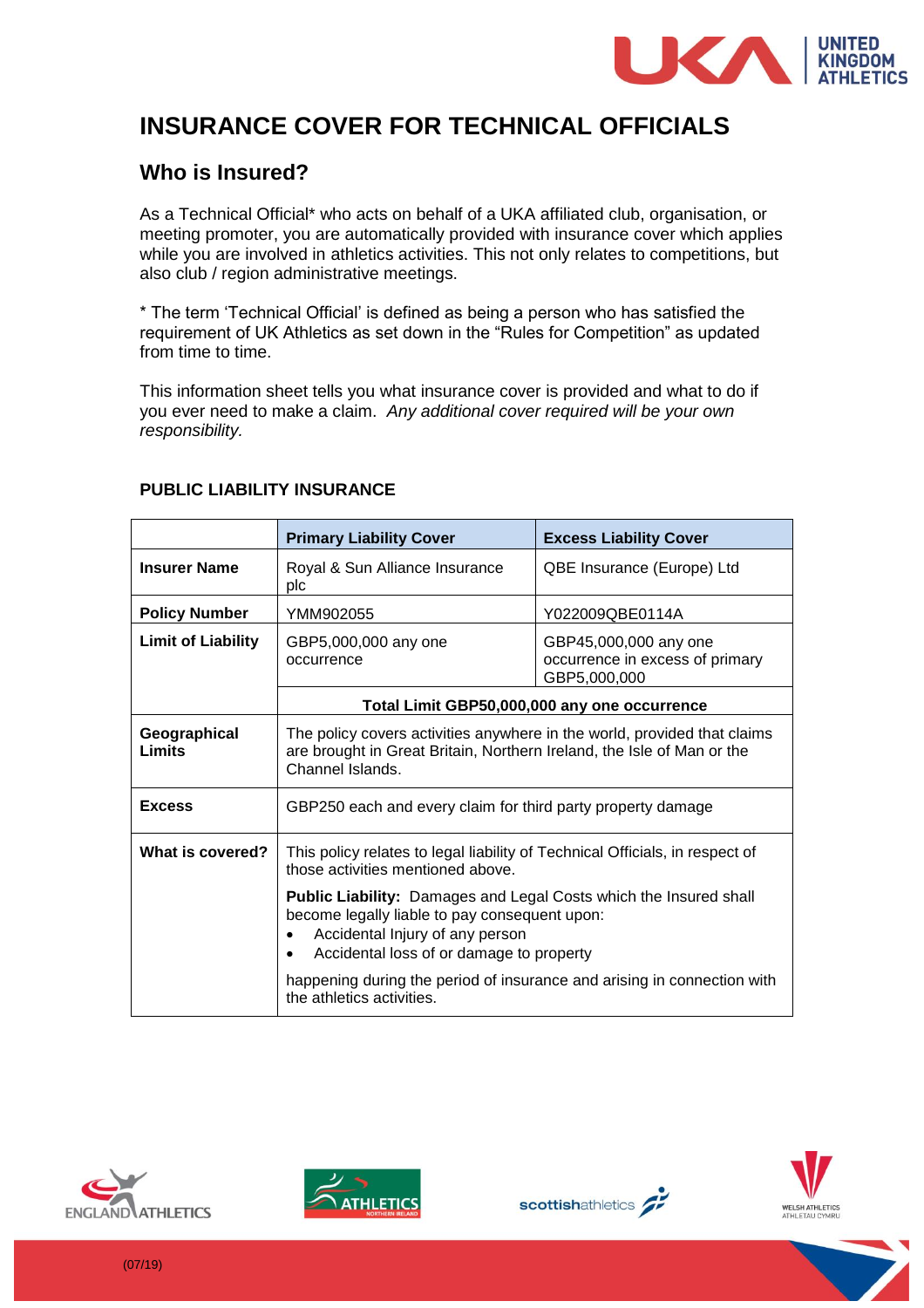# INSURANCE COVER FOR TECHNICAL OFFICIALS

## Who is Insured?

As a Technical Official* who acts on behalf of a UKA affiliated club, organisation, or meeting promoter, you are automatically provided with insurance cover which applies while you are involved in athletics activities. This not only relates to competitions, but also club / region administrative meetings.

* The term 'Technical Official' is defined as being a person who has satisfied the requirement of UK Athletics as set down in the "Rules for Competition" as updated from time to time.

This information sheet tells you what insurance cover is provided and what to do if you ever need to make a claim. *Any additional cover required will be your own responsibility.*

### PUBLIC LIABILITY INSURANCE

| | **Primary Liability Cover** | **Excess Liability Cover** |
|---|---|---|
| **Insurer Name** | Royal & Sun Alliance Insurance plc | QBE Insurance (Europe) Ltd |
| **Policy Number** | YMM902055 | Y022009QBE0114A |
| **Limit of Liability** | GBP5,000,000 any one occurrence | GBP45,000,000 any one occurrence in excess of primary GBP5,000,000 |
| | **Total Limit GBP50,000,000 any one occurrence** | |
| **Geographical Limits** | The policy covers activities anywhere in the world, provided that claims are brought in Great Britain, Northern Ireland, the Isle of Man or the Channel Islands. | |
| **Excess** | GBP250 each and every claim for third party property damage | |
| **What is covered?** | This policy relates to legal liability of Technical Officials, in respect of those activities mentioned above.<br><br>**Public Liability:** Damages and Legal Costs which the Insured shall become legally liable to pay consequent upon:<br>• Accidental Injury of any person<br>• Accidental loss of or damage to property<br><br>happening during the period of insurance and arising in connection with the athletics activities. | |

(07/19)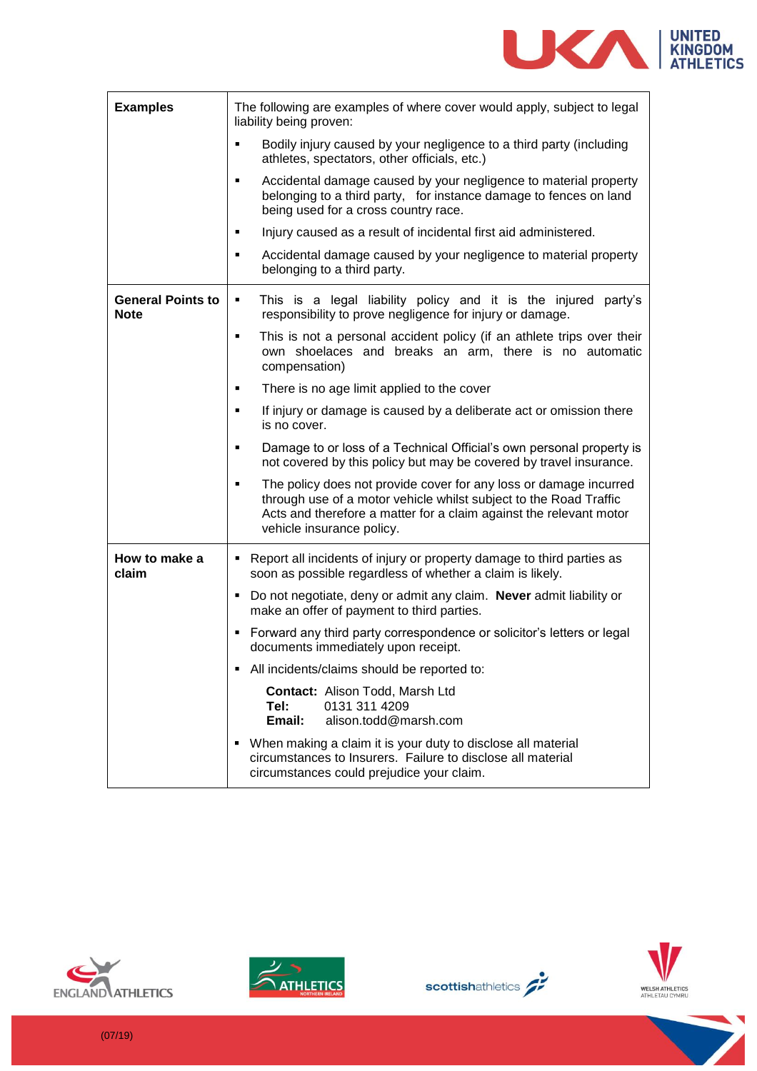| | |
|---|---|
| **Examples** | The following are examples of where cover would apply, subject to legal liability being proven:<br>▪ Bodily injury caused by your negligence to a third party (including athletes, spectators, other officials, etc.)<br>▪ Accidental damage caused by your negligence to material property belonging to a third party, for instance damage to fences on land being used for a cross country race.<br>▪ Injury caused as a result of incidental first aid administered.<br>▪ Accidental damage caused by your negligence to material property belonging to a third party. |
| **General Points to Note** | ▪ This is a legal liability policy and it is the injured party's responsibility to prove negligence for injury or damage.<br>▪ This is not a personal accident policy (if an athlete trips over their own shoelaces and breaks an arm, there is no automatic compensation)<br>▪ There is no age limit applied to the cover<br>▪ If injury or damage is caused by a deliberate act or omission there is no cover.<br>▪ Damage to or loss of a Technical Official's own personal property is not covered by this policy but may be covered by travel insurance.<br>▪ The policy does not provide cover for any loss or damage incurred through use of a motor vehicle whilst subject to the Road Traffic Acts and therefore a matter for a claim against the relevant motor vehicle insurance policy. |
| **How to make a claim** | ▪ Report all incidents of injury or property damage to third parties as soon as possible regardless of whether a claim is likely.<br>▪ Do not negotiate, deny or admit any claim. **Never** admit liability or make an offer of payment to third parties.<br>▪ Forward any third party correspondence or solicitor's letters or legal documents immediately upon receipt.<br>▪ All incidents/claims should be reported to:<br>**Contact:** Alison Todd, Marsh Ltd<br>**Tel:** 0131 311 4209<br>**Email:** alison.todd@marsh.com<br>▪ When making a claim it is your duty to disclose all material circumstances to Insurers. Failure to disclose all material circumstances could prejudice your claim. |

(07/19)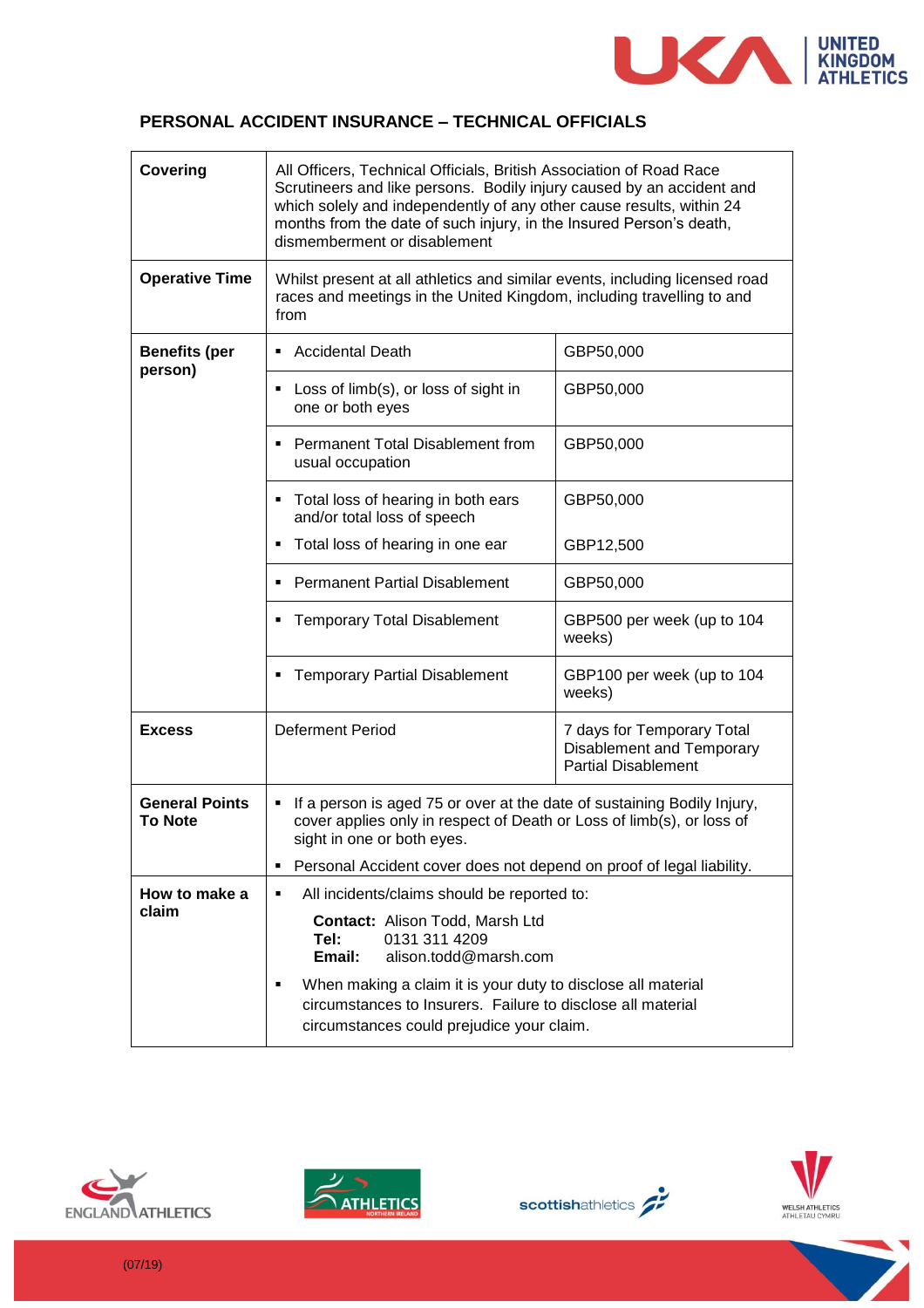## PERSONAL ACCIDENT INSURANCE – TECHNICAL OFFICIALS

| | | |
|---|---|---|
| **Covering** | All Officers, Technical Officials, British Association of Road Race Scrutineers and like persons. Bodily injury caused by an accident and which solely and independently of any other cause results, within 24 months from the date of such injury, in the Insured Person's death, dismemberment or disablement | |
| **Operative Time** | Whilst present at all athletics and similar events, including licensed road races and meetings in the United Kingdom, including travelling to and from | |
| **Benefits (per person)** | ▪ Accidental Death | GBP50,000 |
| | ▪ Loss of limb(s), or loss of sight in one or both eyes | GBP50,000 |
| | ▪ Permanent Total Disablement from usual occupation | GBP50,000 |
| | ▪ Total loss of hearing in both ears and/or total loss of speech | GBP50,000 |
| | ▪ Total loss of hearing in one ear | GBP12,500 |
| | ▪ Permanent Partial Disablement | GBP50,000 |
| | ▪ Temporary Total Disablement | GBP500 per week (up to 104 weeks) |
| | ▪ Temporary Partial Disablement | GBP100 per week (up to 104 weeks) |
| **Excess** | Deferment Period | 7 days for Temporary Total Disablement and Temporary Partial Disablement |
| **General Points To Note** | ▪ If a person is aged 75 or over at the date of sustaining Bodily Injury, cover applies only in respect of Death or Loss of limb(s), or loss of sight in one or both eyes.<br>▪ Personal Accident cover does not depend on proof of legal liability. | |
| **How to make a claim** | ▪ All incidents/claims should be reported to:<br>**Contact:** Alison Todd, Marsh Ltd<br>**Tel:** 0131 311 4209<br>**Email:** alison.todd@marsh.com<br>▪ When making a claim it is your duty to disclose all material circumstances to Insurers. Failure to disclose all material circumstances could prejudice your claim. | |

(07/19)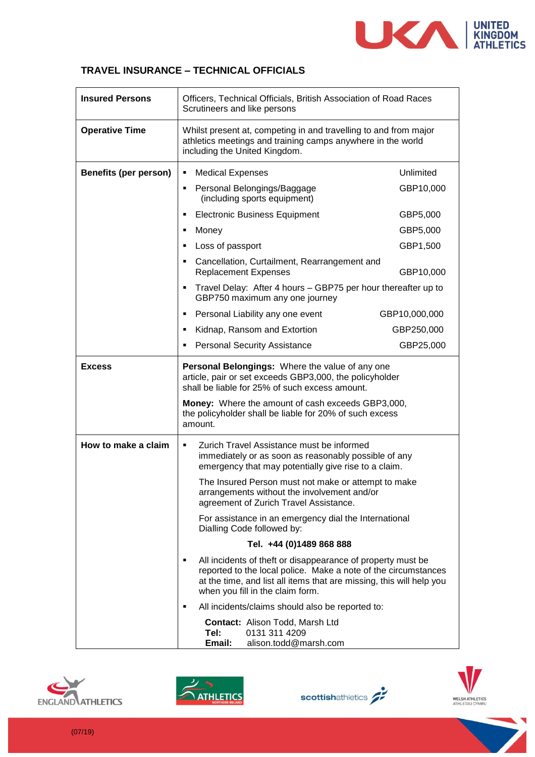## TRAVEL INSURANCE – TECHNICAL OFFICIALS

| | |
|---|---|
| **Insured Persons** | Officers, Technical Officials, British Association of Road Races Scrutineers and like persons |
| **Operative Time** | Whilst present at, competing in and travelling to and from major athletics meetings and training camps anywhere in the world including the United Kingdom. |
| **Benefits (per person)** | ▪ Medical Expenses — Unlimited<br>▪ Personal Belongings/Baggage (including sports equipment) — GBP10,000<br>▪ Electronic Business Equipment — GBP5,000<br>▪ Money — GBP5,000<br>▪ Loss of passport — GBP1,500<br>▪ Cancellation, Curtailment, Rearrangement and Replacement Expenses — GBP10,000<br>▪ Travel Delay: After 4 hours – GBP75 per hour thereafter up to GBP750 maximum any one journey<br>▪ Personal Liability any one event — GBP10,000,000<br>▪ Kidnap, Ransom and Extortion — GBP250,000<br>▪ Personal Security Assistance — GBP25,000 |
| **Excess** | **Personal Belongings:** Where the value of any one article, pair or set exceeds GBP3,000, the policyholder shall be liable for 25% of such excess amount.<br><br>**Money:** Where the amount of cash exceeds GBP3,000, the policyholder shall be liable for 20% of such excess amount. |
| **How to make a claim** | ▪ Zurich Travel Assistance must be informed immediately or as soon as reasonably possible of any emergency that may potentially give rise to a claim.<br><br>The Insured Person must not make or attempt to make arrangements without the involvement and/or agreement of Zurich Travel Assistance.<br><br>For assistance in an emergency dial the International Dialling Code followed by:<br><br>**Tel. +44 (0)1489 868 888**<br><br>▪ All incidents of theft or disappearance of property must be reported to the local police. Make a note of the circumstances at the time, and list all items that are missing, this will help you when you fill in the claim form.<br><br>▪ All incidents/claims should also be reported to:<br><br>**Contact:** Alison Todd, Marsh Ltd<br>**Tel:** 0131 311 4209<br>**Email:** alison.todd@marsh.com |

(07/19)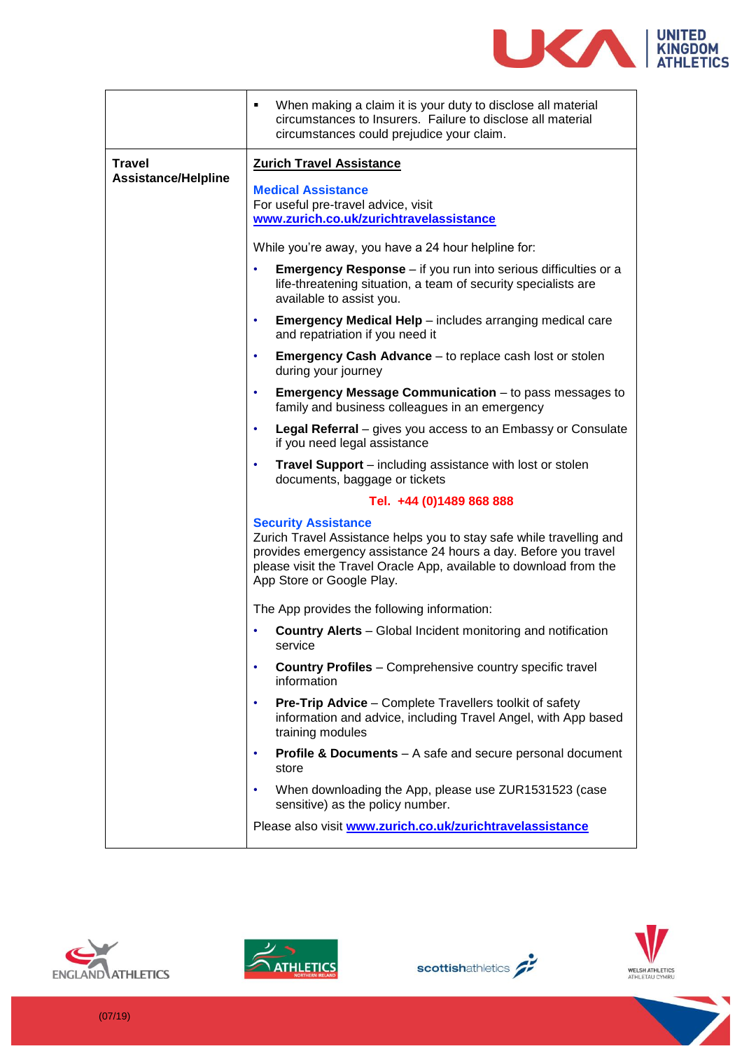| | |
|---|---|
| | ▪ When making a claim it is your duty to disclose all material circumstances to Insurers. Failure to disclose all material circumstances could prejudice your claim. |
| **Travel Assistance/Helpline** | **Zurich Travel Assistance**<br><br>**Medical Assistance**<br>For useful pre-travel advice, visit **www.zurich.co.uk/zurichtravelassistance**<br><br>While you're away, you have a 24 hour helpline for:<br>• **Emergency Response** – if you run into serious difficulties or a life-threatening situation, a team of security specialists are available to assist you.<br>• **Emergency Medical Help** – includes arranging medical care and repatriation if you need it<br>• **Emergency Cash Advance** – to replace cash lost or stolen during your journey<br>• **Emergency Message Communication** – to pass messages to family and business colleagues in an emergency<br>• **Legal Referral** – gives you access to an Embassy or Consulate if you need legal assistance<br>• **Travel Support** – including assistance with lost or stolen documents, baggage or tickets<br><br>**Tel. +44 (0)1489 868 888**<br><br>**Security Assistance**<br>Zurich Travel Assistance helps you to stay safe while travelling and provides emergency assistance 24 hours a day. Before you travel please visit the Travel Oracle App, available to download from the App Store or Google Play.<br><br>The App provides the following information:<br>• **Country Alerts** – Global Incident monitoring and notification service<br>• **Country Profiles** – Comprehensive country specific travel information<br>• **Pre-Trip Advice** – Complete Travellers toolkit of safety information and advice, including Travel Angel, with App based training modules<br>• **Profile & Documents** – A safe and secure personal document store<br>• When downloading the App, please use ZUR1531523 (case sensitive) as the policy number.<br><br>Please also visit **www.zurich.co.uk/zurichtravelassistance** |

(07/19)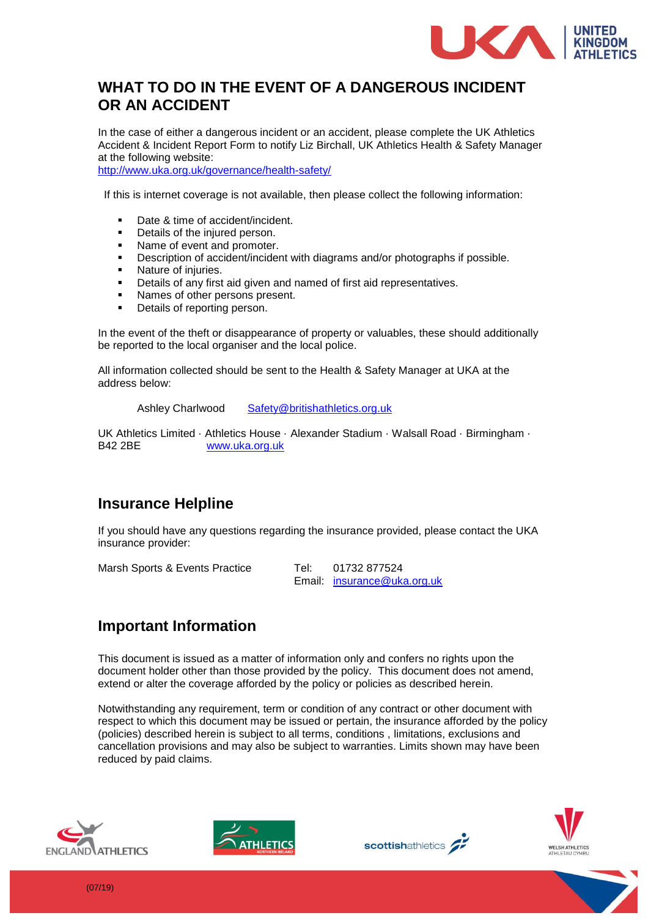# WHAT TO DO IN THE EVENT OF A DANGEROUS INCIDENT OR AN ACCIDENT

In the case of either a dangerous incident or an accident, please complete the UK Athletics Accident & Incident Report Form to notify Liz Birchall, UK Athletics Health & Safety Manager at the following website:
http://www.uka.org.uk/governance/health-safety/

If this is internet coverage is not available, then please collect the following information:

- Date & time of accident/incident.
- Details of the injured person.
- Name of event and promoter.
- Description of accident/incident with diagrams and/or photographs if possible.
- Nature of injuries.
- Details of any first aid given and named of first aid representatives.
- Names of other persons present.
- Details of reporting person.

In the event of the theft or disappearance of property or valuables, these should additionally be reported to the local organiser and the local police.

All information collected should be sent to the Health & Safety Manager at UKA at the address below:

Ashley Charlwood    Safety@britishathletics.org.uk

UK Athletics Limited · Athletics House · Alexander Stadium · Walsall Road · Birmingham · B42 2BE    www.uka.org.uk

## Insurance Helpline

If you should have any questions regarding the insurance provided, please contact the UKA insurance provider:

Marsh Sports & Events Practice    Tel: 01732 877524
Email: insurance@uka.org.uk

## Important Information

This document is issued as a matter of information only and confers no rights upon the document holder other than those provided by the policy. This document does not amend, extend or alter the coverage afforded by the policy or policies as described herein.

Notwithstanding any requirement, term or condition of any contract or other document with respect to which this document may be issued or pertain, the insurance afforded by the policy (policies) described herein is subject to all terms, conditions , limitations, exclusions and cancellation provisions and may also be subject to warranties. Limits shown may have been reduced by paid claims.

(07/19)